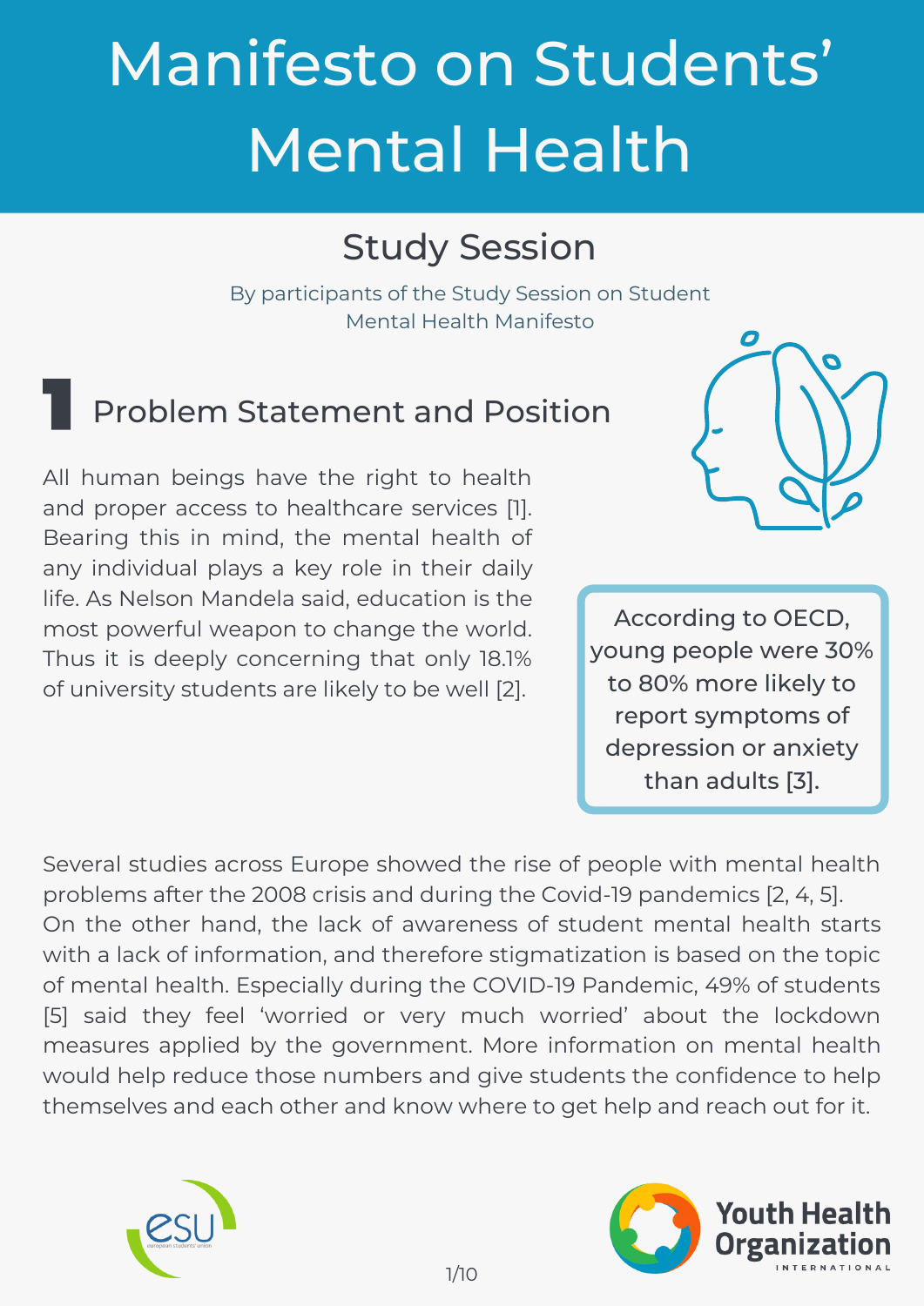# Manifesto on Students' Mental Health

## Study Session

By participants of the Study Session on Student Mental Health Manifesto

## 1 Problem Statement and Position

All human beings have the right to health and proper access to healthcare services [1]. Bearing this in mind, the mental health of any individual plays a key role in their daily life. As Nelson Mandela said, education is the most powerful weapon to change the world. Thus it is deeply concerning that only 18.1% of university students are likely to be well [2].

> According to OECD, young people were 30% to 80% more likely to report symptoms of depression or anxiety than adults [3].

Several studies across Europe showed the rise of people with mental health problems after the 2008 crisis and during the Covid-19 pandemics [2, 4, 5]. On the other hand, the lack of awareness of student mental health starts with a lack of information, and therefore stigmatization is based on the topic of mental health. Especially during the COVID-19 Pandemic, 49% of students [5] said they feel 'worried or very much worried' about the lockdown measures applied by the government. More information on mental health would help reduce those numbers and give students the confidence to help themselves and each other and know where to get help and reach out for it.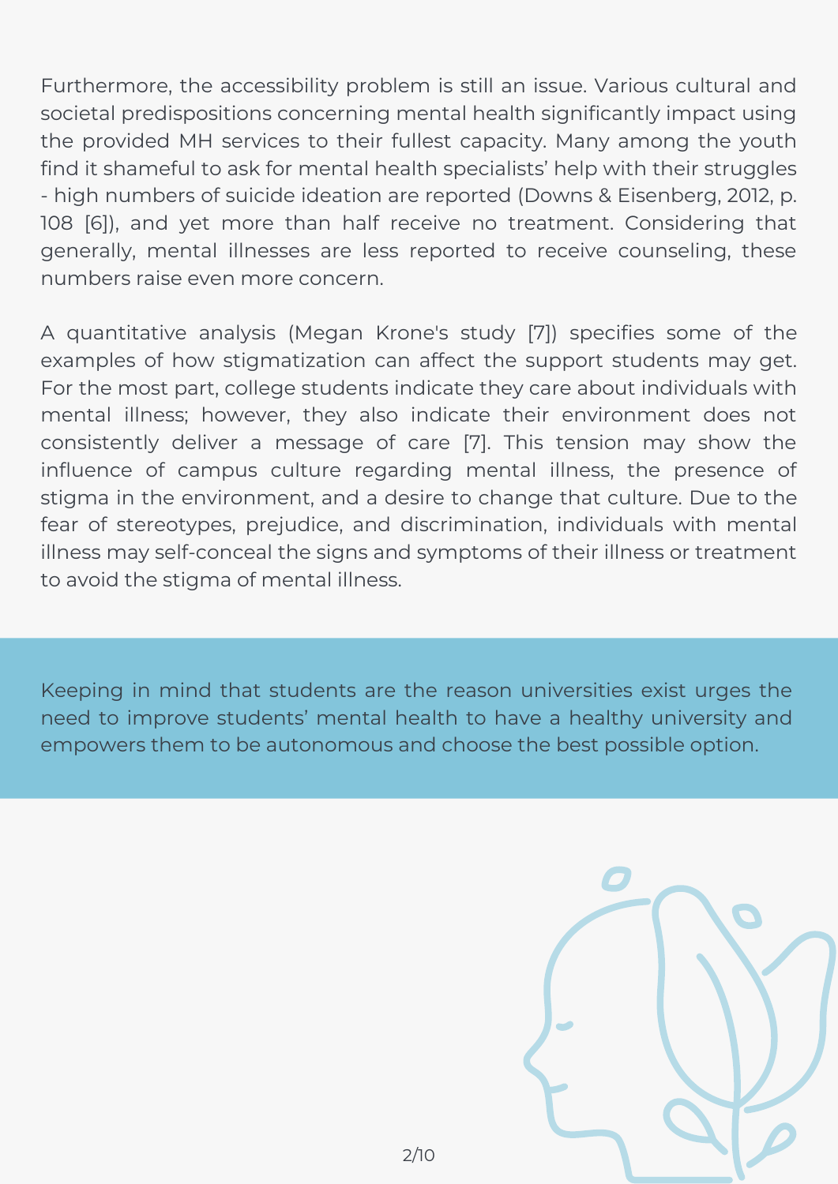Furthermore, the accessibility problem is still an issue. Various cultural and societal predispositions concerning mental health significantly impact using the provided MH services to their fullest capacity. Many among the youth find it shameful to ask for mental health specialists' help with their struggles - high numbers of suicide ideation are reported (Downs & Eisenberg, 2012, p. 108 [6]), and yet more than half receive no treatment. Considering that generally, mental illnesses are less reported to receive counseling, these numbers raise even more concern.

A quantitative analysis (Megan Krone's study [7]) specifies some of the examples of how stigmatization can affect the support students may get. For the most part, college students indicate they care about individuals with mental illness; however, they also indicate their environment does not consistently deliver a message of care [7]. This tension may show the influence of campus culture regarding mental illness, the presence of stigma in the environment, and a desire to change that culture. Due to the fear of stereotypes, prejudice, and discrimination, individuals with mental illness may self-conceal the signs and symptoms of their illness or treatment to avoid the stigma of mental illness.

Keeping in mind that students are the reason universities exist urges the need to improve students' mental health to have a healthy university and empowers them to be autonomous and choose the best possible option.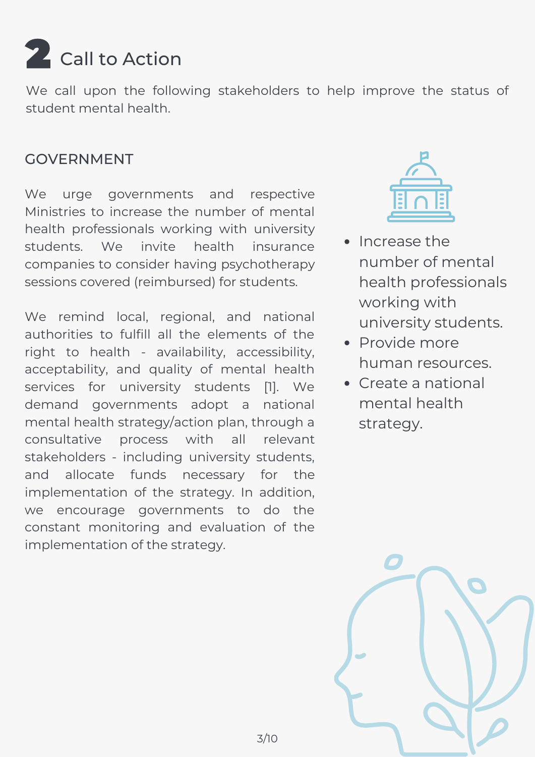# 2 Call to Action

We call upon the following stakeholders to help improve the status of student mental health.

## GOVERNMENT

We urge governments and respective Ministries to increase the number of mental health professionals working with university students. We invite health insurance companies to consider having psychotherapy sessions covered (reimbursed) for students.

We remind local, regional, and national authorities to fulfill all the elements of the right to health - availability, accessibility, acceptability, and quality of mental health services for university students [1]. We demand governments adopt a national mental health strategy/action plan, through a consultative process with all relevant stakeholders - including university students, and allocate funds necessary for the implementation of the strategy. In addition, we encourage governments to do the constant monitoring and evaluation of the implementation of the strategy.

- Increase the number of mental health professionals working with university students.
- Provide more human resources.
- Create a national mental health strategy.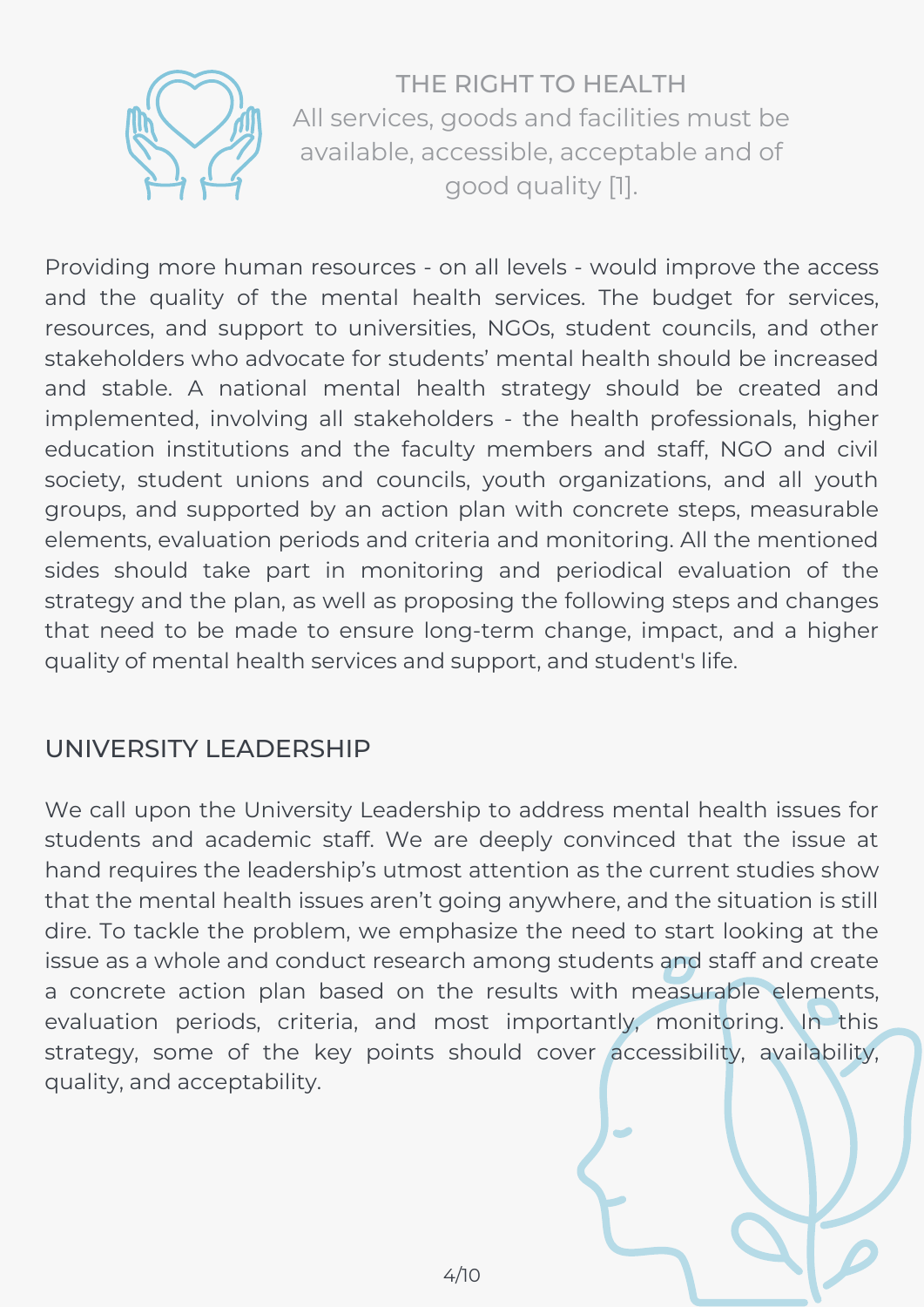## THE RIGHT TO HEALTH

All services, goods and facilities must be available, accessible, acceptable and of good quality [1].

Providing more human resources - on all levels - would improve the access and the quality of the mental health services. The budget for services, resources, and support to universities, NGOs, student councils, and other stakeholders who advocate for students' mental health should be increased and stable. A national mental health strategy should be created and implemented, involving all stakeholders - the health professionals, higher education institutions and the faculty members and staff, NGO and civil society, student unions and councils, youth organizations, and all youth groups, and supported by an action plan with concrete steps, measurable elements, evaluation periods and criteria and monitoring. All the mentioned sides should take part in monitoring and periodical evaluation of the strategy and the plan, as well as proposing the following steps and changes that need to be made to ensure long-term change, impact, and a higher quality of mental health services and support, and student's life.

## UNIVERSITY LEADERSHIP

We call upon the University Leadership to address mental health issues for students and academic staff. We are deeply convinced that the issue at hand requires the leadership's utmost attention as the current studies show that the mental health issues aren't going anywhere, and the situation is still dire. To tackle the problem, we emphasize the need to start looking at the issue as a whole and conduct research among students and staff and create a concrete action plan based on the results with measurable elements, evaluation periods, criteria, and most importantly, monitoring. In this strategy, some of the key points should cover accessibility, availability, quality, and acceptability.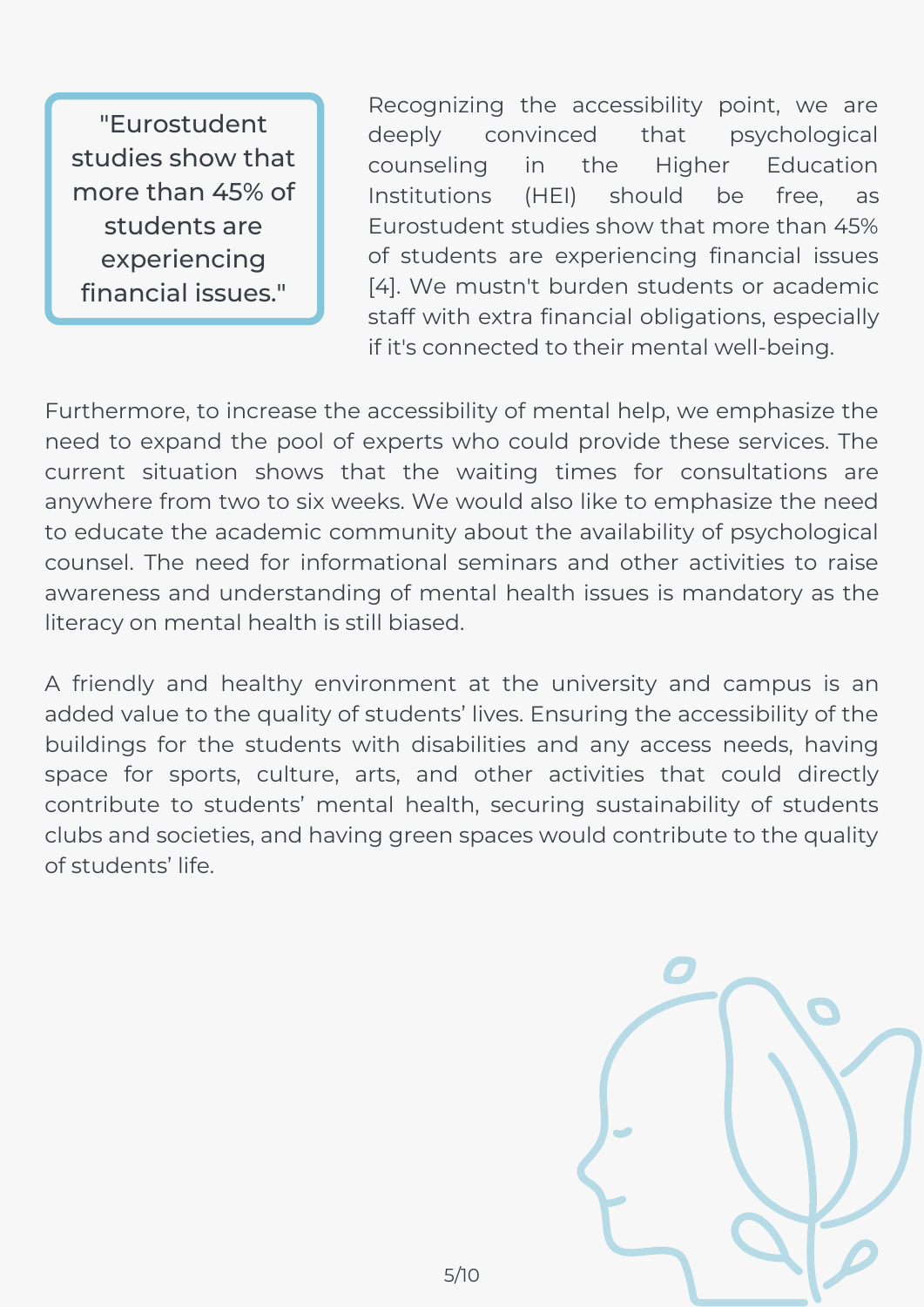> "Eurostudent studies show that more than 45% of students are experiencing financial issues."

Recognizing the accessibility point, we are deeply convinced that psychological counseling in the Higher Education Institutions (HEI) should be free, as Eurostudent studies show that more than 45% of students are experiencing financial issues [4]. We mustn't burden students or academic staff with extra financial obligations, especially if it's connected to their mental well-being.

Furthermore, to increase the accessibility of mental help, we emphasize the need to expand the pool of experts who could provide these services. The current situation shows that the waiting times for consultations are anywhere from two to six weeks. We would also like to emphasize the need to educate the academic community about the availability of psychological counsel. The need for informational seminars and other activities to raise awareness and understanding of mental health issues is mandatory as the literacy on mental health is still biased.

A friendly and healthy environment at the university and campus is an added value to the quality of students' lives. Ensuring the accessibility of the buildings for the students with disabilities and any access needs, having space for sports, culture, arts, and other activities that could directly contribute to students' mental health, securing sustainability of students clubs and societies, and having green spaces would contribute to the quality of students' life.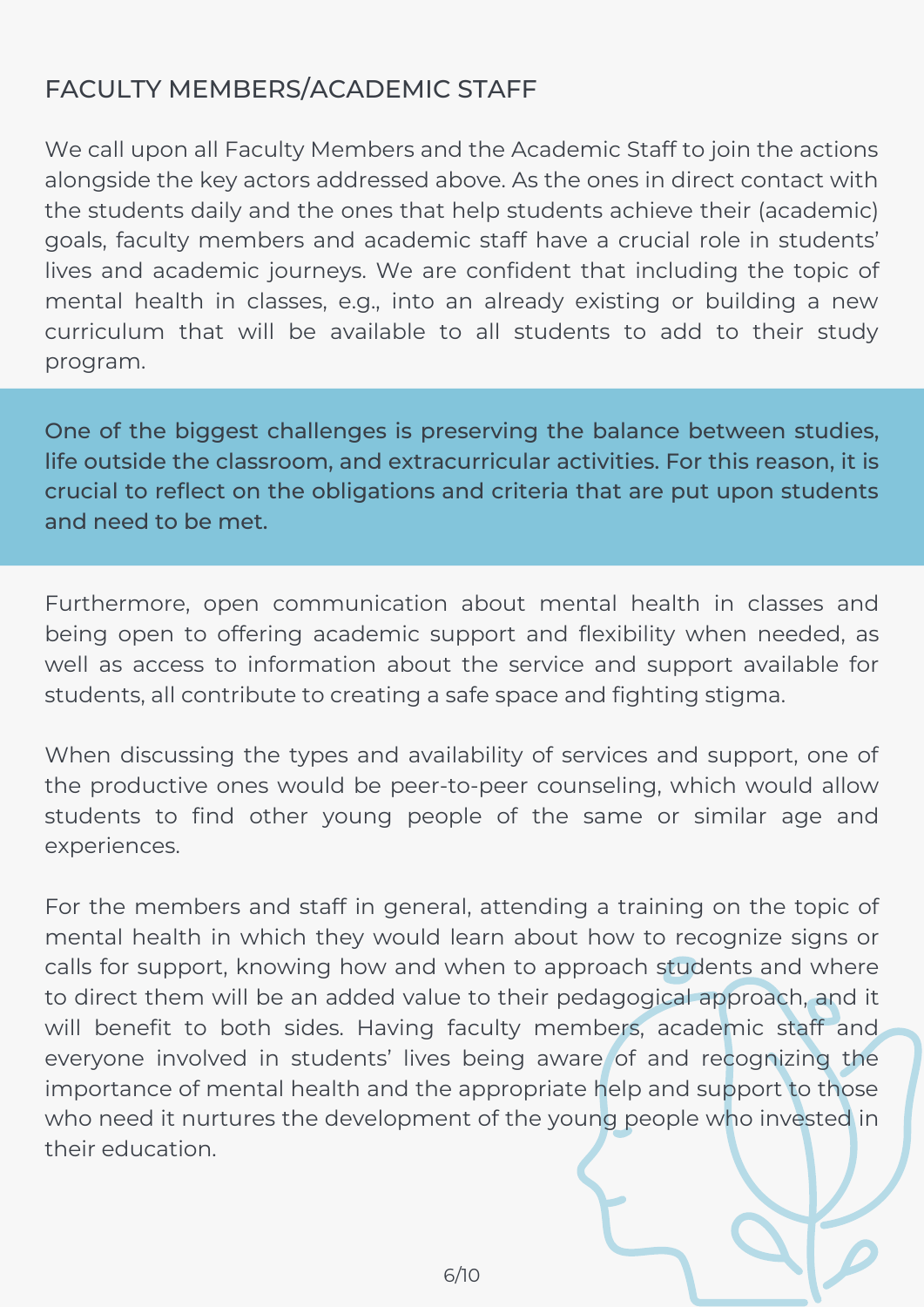## FACULTY MEMBERS/ACADEMIC STAFF

We call upon all Faculty Members and the Academic Staff to join the actions alongside the key actors addressed above. As the ones in direct contact with the students daily and the ones that help students achieve their (academic) goals, faculty members and academic staff have a crucial role in students' lives and academic journeys. We are confident that including the topic of mental health in classes, e.g., into an already existing or building a new curriculum that will be available to all students to add to their study program.

**One of the biggest challenges is preserving the balance between studies, life outside the classroom, and extracurricular activities. For this reason, it is crucial to reflect on the obligations and criteria that are put upon students and need to be met.**

Furthermore, open communication about mental health in classes and being open to offering academic support and flexibility when needed, as well as access to information about the service and support available for students, all contribute to creating a safe space and fighting stigma.

When discussing the types and availability of services and support, one of the productive ones would be peer-to-peer counseling, which would allow students to find other young people of the same or similar age and experiences.

For the members and staff in general, attending a training on the topic of mental health in which they would learn about how to recognize signs or calls for support, knowing how and when to approach students and where to direct them will be an added value to their pedagogical approach, and it will benefit to both sides. Having faculty members, academic staff and everyone involved in students' lives being aware of and recognizing the importance of mental health and the appropriate help and support to those who need it nurtures the development of the young people who invested in their education.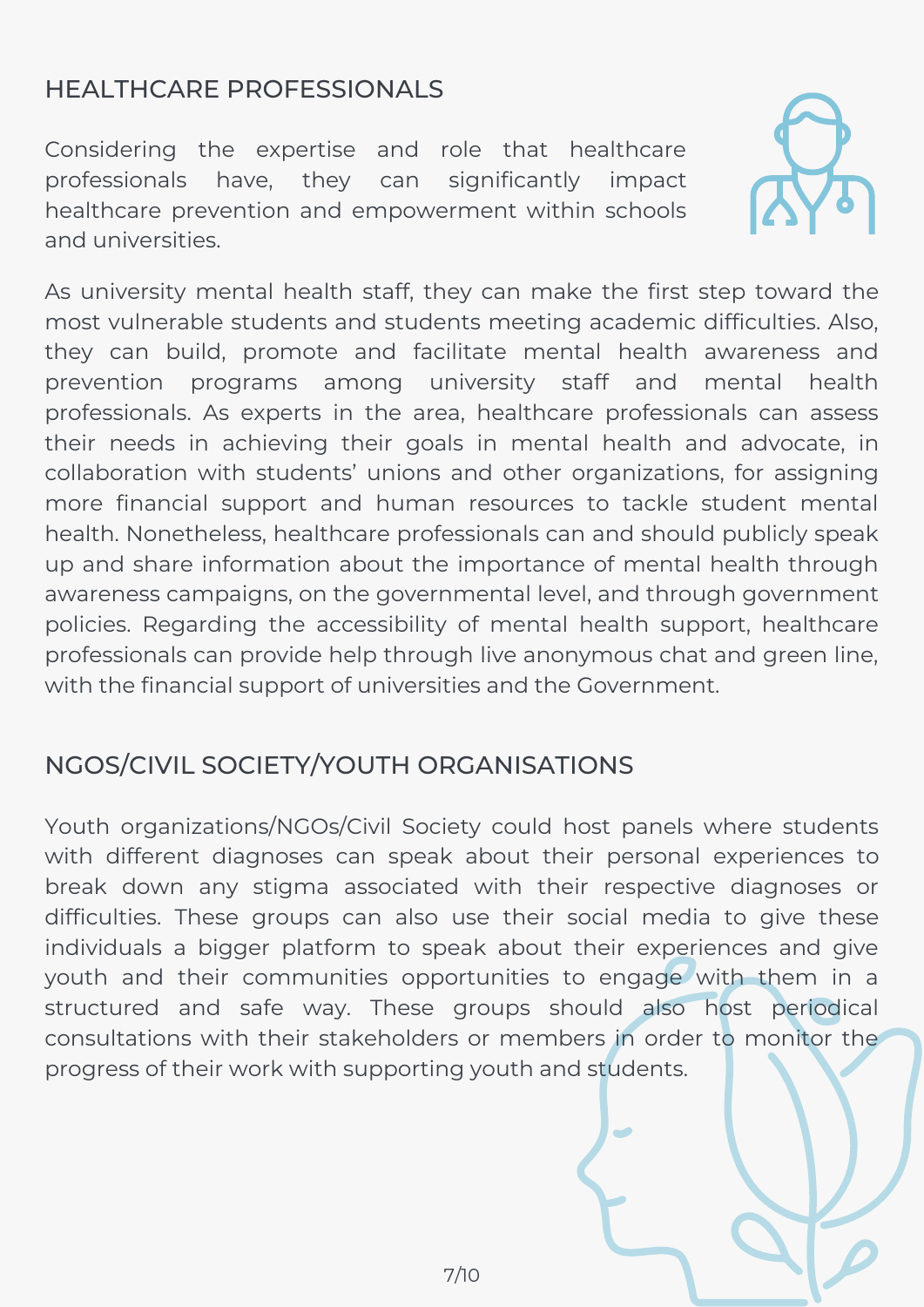## HEALTHCARE PROFESSIONALS

Considering the expertise and role that healthcare professionals have, they can significantly impact healthcare prevention and empowerment within schools and universities.

As university mental health staff, they can make the first step toward the most vulnerable students and students meeting academic difficulties. Also, they can build, promote and facilitate mental health awareness and prevention programs among university staff and mental health professionals. As experts in the area, healthcare professionals can assess their needs in achieving their goals in mental health and advocate, in collaboration with students' unions and other organizations, for assigning more financial support and human resources to tackle student mental health. Nonetheless, healthcare professionals can and should publicly speak up and share information about the importance of mental health through awareness campaigns, on the governmental level, and through government policies. Regarding the accessibility of mental health support, healthcare professionals can provide help through live anonymous chat and green line, with the financial support of universities and the Government.

## NGOS/CIVIL SOCIETY/YOUTH ORGANISATIONS

Youth organizations/NGOs/Civil Society could host panels where students with different diagnoses can speak about their personal experiences to break down any stigma associated with their respective diagnoses or difficulties. These groups can also use their social media to give these individuals a bigger platform to speak about their experiences and give youth and their communities opportunities to engage with them in a structured and safe way. These groups should also host periodical consultations with their stakeholders or members in order to monitor the progress of their work with supporting youth and students.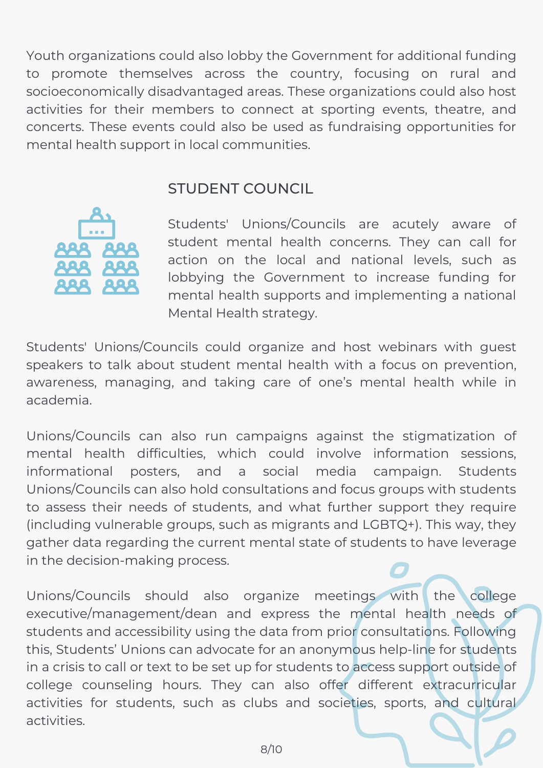Youth organizations could also lobby the Government for additional funding to promote themselves across the country, focusing on rural and socioeconomically disadvantaged areas. These organizations could also host activities for their members to connect at sporting events, theatre, and concerts. These events could also be used as fundraising opportunities for mental health support in local communities.

## STUDENT COUNCIL

Students' Unions/Councils are acutely aware of student mental health concerns. They can call for action on the local and national levels, such as lobbying the Government to increase funding for mental health supports and implementing a national Mental Health strategy.

Students' Unions/Councils could organize and host webinars with guest speakers to talk about student mental health with a focus on prevention, awareness, managing, and taking care of one's mental health while in academia.

Unions/Councils can also run campaigns against the stigmatization of mental health difficulties, which could involve information sessions, informational posters, and a social media campaign. Students Unions/Councils can also hold consultations and focus groups with students to assess their needs of students, and what further support they require (including vulnerable groups, such as migrants and LGBTQ+). This way, they gather data regarding the current mental state of students to have leverage in the decision-making process.

Unions/Councils should also organize meetings with the college executive/management/dean and express the mental health needs of students and accessibility using the data from prior consultations. Following this, Students' Unions can advocate for an anonymous help-line for students in a crisis to call or text to be set up for students to access support outside of college counseling hours. They can also offer different extracurricular activities for students, such as clubs and societies, sports, and cultural activities.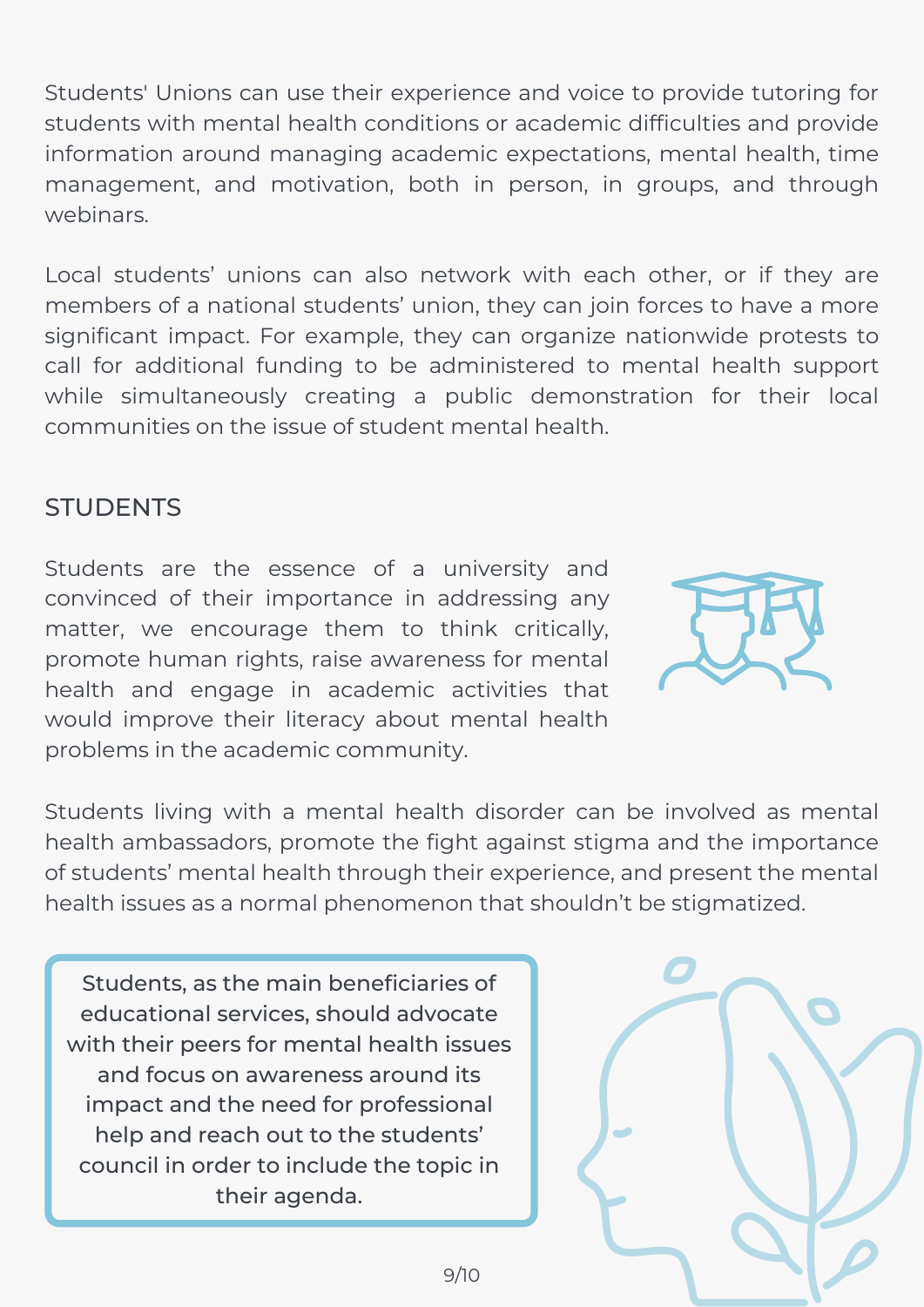Students' Unions can use their experience and voice to provide tutoring for students with mental health conditions or academic difficulties and provide information around managing academic expectations, mental health, time management, and motivation, both in person, in groups, and through webinars.

Local students' unions can also network with each other, or if they are members of a national students' union, they can join forces to have a more significant impact. For example, they can organize nationwide protests to call for additional funding to be administered to mental health support while simultaneously creating a public demonstration for their local communities on the issue of student mental health.

## STUDENTS

Students are the essence of a university and convinced of their importance in addressing any matter, we encourage them to think critically, promote human rights, raise awareness for mental health and engage in academic activities that would improve their literacy about mental health problems in the academic community.

Students living with a mental health disorder can be involved as mental health ambassadors, promote the fight against stigma and the importance of students' mental health through their experience, and present the mental health issues as a normal phenomenon that shouldn't be stigmatized.

> Students, as the main beneficiaries of educational services, should advocate with their peers for mental health issues and focus on awareness around its impact and the need for professional help and reach out to the students' council in order to include the topic in their agenda.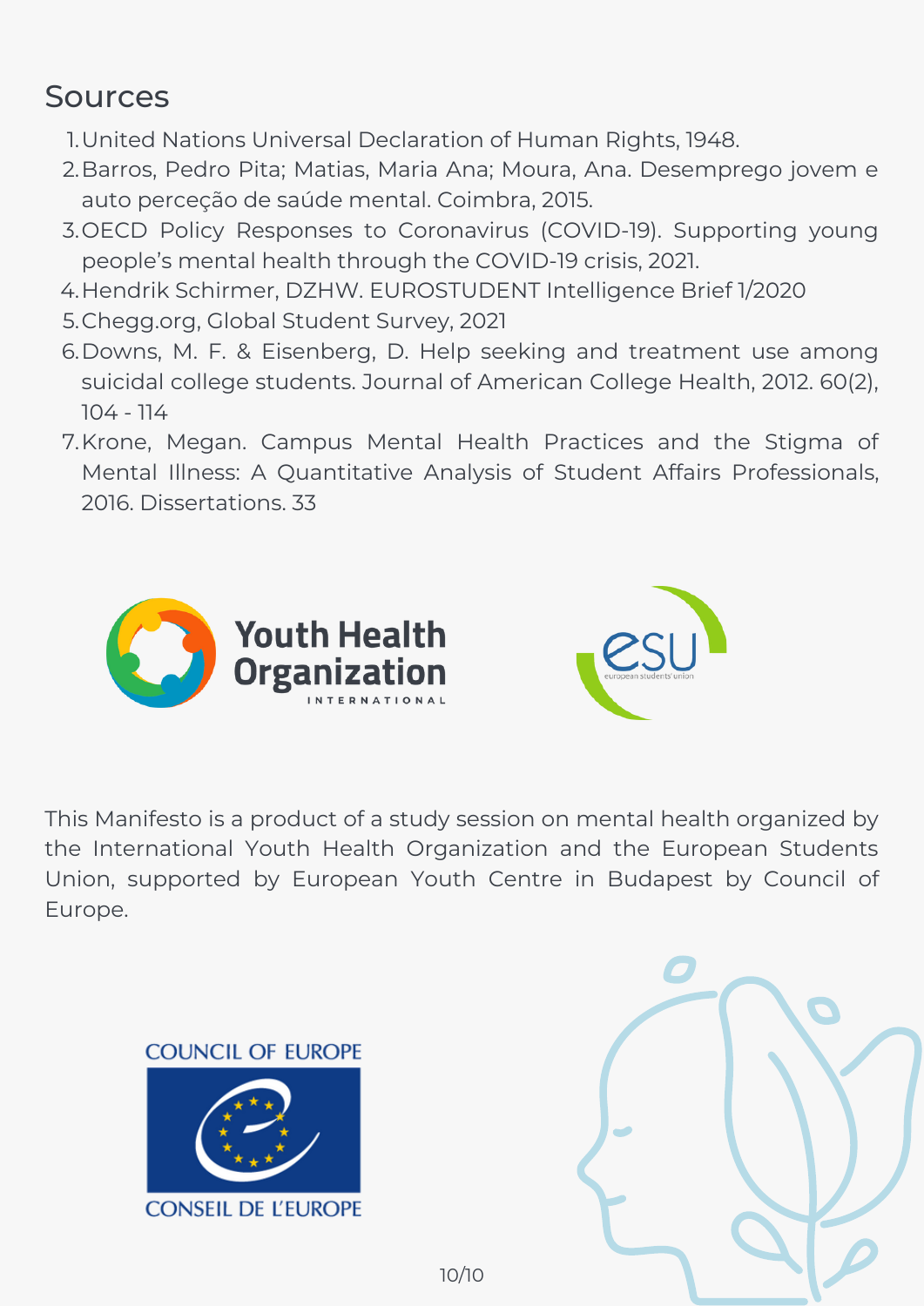## Sources

1. United Nations Universal Declaration of Human Rights, 1948.
2. Barros, Pedro Pita; Matias, Maria Ana; Moura, Ana. Desemprego jovem e auto perceção de saúde mental. Coimbra, 2015.
3. OECD Policy Responses to Coronavirus (COVID-19). Supporting young people's mental health through the COVID-19 crisis, 2021.
4. Hendrik Schirmer, DZHW. EUROSTUDENT Intelligence Brief 1/2020
5. Chegg.org, Global Student Survey, 2021
6. Downs, M. F. & Eisenberg, D. Help seeking and treatment use among suicidal college students. Journal of American College Health, 2012. 60(2), 104 - 114
7. Krone, Megan. Campus Mental Health Practices and the Stigma of Mental Illness: A Quantitative Analysis of Student Affairs Professionals, 2016. Dissertations. 33

Youth Health Organization INTERNATIONAL

esu european students' union

This Manifesto is a product of a study session on mental health organized by the International Youth Health Organization and the European Students Union, supported by European Youth Centre in Budapest by Council of Europe.

COUNCIL OF EUROPE
CONSEIL DE L'EUROPE